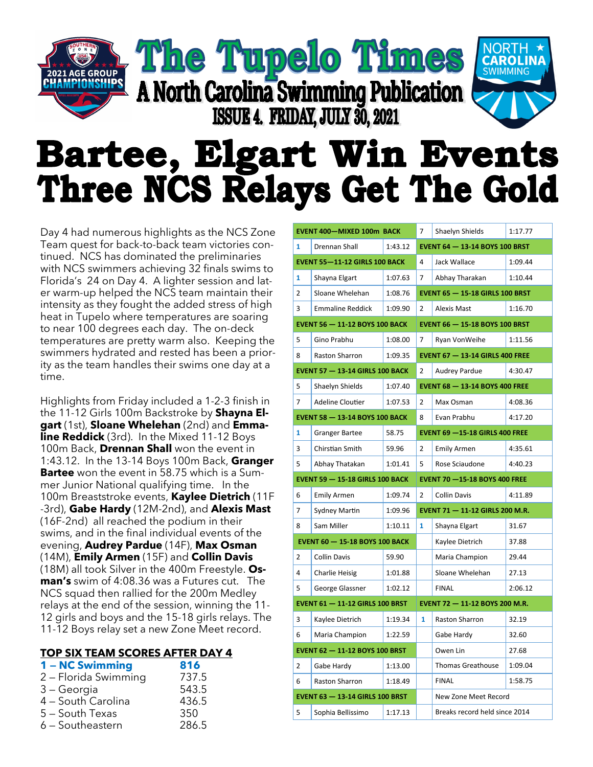# The Tupelo Times

## A North Carolina Swimming Publication

### ISSUE 4. FRIDAY, JULY 30, 2021

# Bartee, Elgart Win Events
# Three NCS Relays Get The Gold

Day 4 had numerous highlights as the NCS Zone Team quest for back-to-back team victories continued. NCS has dominated the preliminaries with NCS swimmers achieving 32 finals swims to Florida's 24 on Day 4. A lighter session and later warm-up helped the NCS team maintain their intensity as they fought the added stress of high heat in Tupelo where temperatures are soaring to near 100 degrees each day. The on-deck temperatures are pretty warm also. Keeping the swimmers hydrated and rested has been a priority as the team handles their swims one day at a time.

Highlights from Friday included a 1-2-3 finish in the 11-12 Girls 100m Backstroke by **Shayna Elgart** (1st), **Sloane Whelehan** (2nd) and **Emmaline Reddick** (3rd). In the Mixed 11-12 Boys 100m Back, **Drennan Shall** won the event in 1:43.12. In the 13-14 Boys 100m Back, **Granger Bartee** won the event in 58.75 which is a Summer Junior National qualifying time. In the 100m Breaststroke events, **Kaylee Dietrich** (11F -3rd), **Gabe Hardy** (12M-2nd), and **Alexis Mast** (16F-2nd) all reached the podium in their swims, and in the final individual events of the evening, **Audrey Pardue** (14F), **Max Osman** (14M), **Emily Armen** (15F) and **Collin Davis** (18M) all took Silver in the 400m Freestyle. **Osman's** swim of 4:08.36 was a Futures cut. The NCS squad then rallied for the 200m Medley relays at the end of the session, winning the 11-12 girls and boys and the 15-18 girls relays. The 11-12 Boys relay set a new Zone Meet record.

## TOP SIX TEAM SCORES AFTER DAY 4

| | |
|---|---|
| **1 – NC Swimming** | **816** |
| 2 – Florida Swimming | 737.5 |
| 3 – Georgia | 543.5 |
| 4 – South Carolina | 436.5 |
| 5 – South Texas | 350 |
| 6 – Southeastern | 286.5 |

| Place | Swimmer | Time |
|---|---|---|
| **EVENT 400—MIXED 100m BACK** | | |
| 1 | Drennan Shall | 1:43.12 |
| **EVENT 55—11-12 GIRLS 100 BACK** | | |
| 1 | Shayna Elgart | 1:07.63 |
| 2 | Sloane Whelehan | 1:08.76 |
| 3 | Emmaline Reddick | 1:09.90 |
| **EVENT 56 — 11-12 BOYS 100 BACK** | | |
| 5 | Gino Prabhu | 1:08.00 |
| 8 | Raston Sharron | 1:09.35 |
| **EVENT 57 — 13-14 GIRLS 100 BACK** | | |
| 5 | Shaelyn Shields | 1:07.40 |
| 7 | Adeline Cloutier | 1:07.53 |
| **EVENT 58 — 13-14 BOYS 100 BACK** | | |
| 1 | Granger Bartee | 58.75 |
| 3 | Chirstian Smith | 59.96 |
| 5 | Abhay Thatakan | 1:01.41 |
| **EVENT 59 — 15-18 GIRLS 100 BACK** | | |
| 6 | Emily Armen | 1:09.74 |
| 7 | Sydney Martin | 1:09.96 |
| 8 | Sam Miller | 1:10.11 |
| **EVENT 60 — 15-18 BOYS 100 BACK** | | |
| 2 | Collin Davis | 59.90 |
| 4 | Charlie Heisig | 1:01.88 |
| 5 | George Glassner | 1:02.12 |
| **EVENT 61 — 11-12 GIRLS 100 BRST** | | |
| 3 | Kaylee Dietrich | 1:19.34 |
| 6 | Maria Champion | 1:22.59 |
| **EVENT 62 — 11-12 BOYS 100 BRST** | | |
| 2 | Gabe Hardy | 1:13.00 |
| 6 | Raston Sharron | 1:18.49 |
| **EVENT 63 — 13-14 GIRLS 100 BRST** | | |
| 5 | Sophia Bellissimo | 1:17.13 |
| 7 | Shaelyn Shields | 1:17.77 |
| **EVENT 64 — 13-14 BOYS 100 BRST** | | |
| 4 | Jack Wallace | 1:09.44 |
| 7 | Abhay Tharakan | 1:10.44 |
| **EVENT 65 — 15-18 GIRLS 100 BRST** | | |
| 2 | Alexis Mast | 1:16.70 |
| **EVENT 66 — 15-18 BOYS 100 BRST** | | |
| 7 | Ryan VonWeihe | 1:11.56 |
| **EVENT 67 — 13-14 GIRLS 400 FREE** | | |
| 2 | Audrey Pardue | 4:30.47 |
| **EVENT 68 — 13-14 BOYS 400 FREE** | | |
| 2 | Max Osman | 4:08.36 |
| 8 | Evan Prabhu | 4:17.20 |
| **EVENT 69 —15-18 GIRLS 400 FREE** | | |
| 2 | Emily Armen | 4:35.61 |
| 5 | Rose Sciaudone | 4:40.23 |
| **EVENT 70 —15-18 BOYS 400 FREE** | | |
| 2 | Collin Davis | 4:11.89 |
| **EVENT 71 — 11-12 GIRLS 200 M.R.** | | |
| 1 | Shayna Elgart | 31.67 |
| | Kaylee Dietrich | 37.88 |
| | Maria Champion | 29.44 |
| | Sloane Whelehan | 27.13 |
| | FINAL | 2:06.12 |
| **EVENT 72 — 11-12 BOYS 200 M.R.** | | |
| 1 | Raston Sharron | 32.19 |
| | Gabe Hardy | 32.60 |
| | Owen Lin | 27.68 |
| | Thomas Greathouse | 1:09.04 |
| | FINAL | 1:58.75 |
| | New Zone Meet Record | |
| | Breaks record held since 2014 | |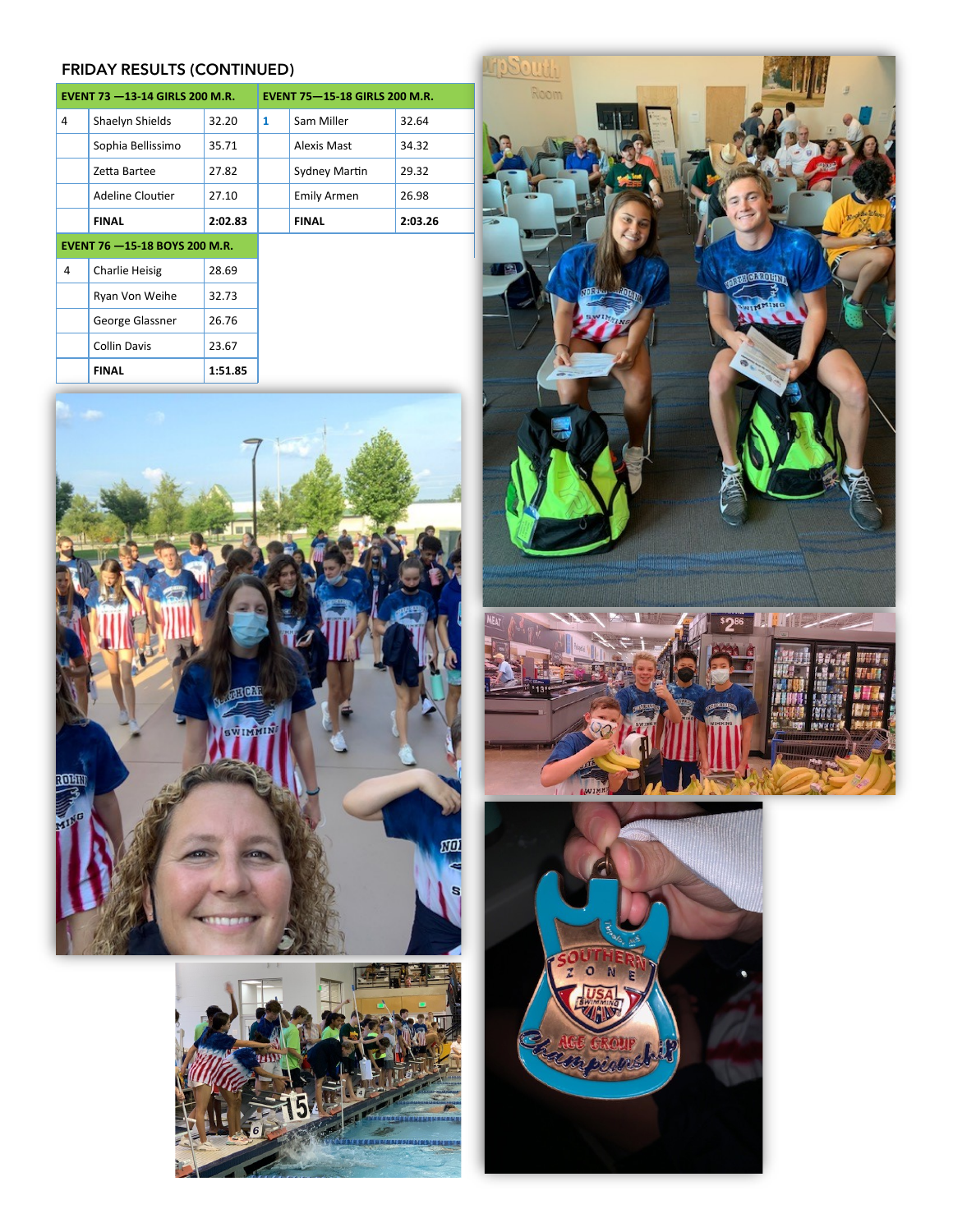## FRIDAY RESULTS (CONTINUED)

| EVENT 73 —13-14 GIRLS 200 M.R. | | |
|---|---|---|
| 4 | Shaelyn Shields | 32.20 |
| | Sophia Bellissimo | 35.71 |
| | Zetta Bartee | 27.82 |
| | Adeline Cloutier | 27.10 |
| | **FINAL** | **2:02.83** |

| EVENT 75—15-18 GIRLS 200 M.R. | | |
|---|---|---|
| 1 | Sam Miller | 32.64 |
| | Alexis Mast | 34.32 |
| | Sydney Martin | 29.32 |
| | Emily Armen | 26.98 |
| | **FINAL** | **2:03.26** |

| EVENT 76 —15-18 BOYS 200 M.R. | | |
|---|---|---|
| 4 | Charlie Heisig | 28.69 |
| | Ryan Von Weihe | 32.73 |
| | George Glassner | 26.76 |
| | Collin Davis | 23.67 |
| | **FINAL** | **1:51.85** |